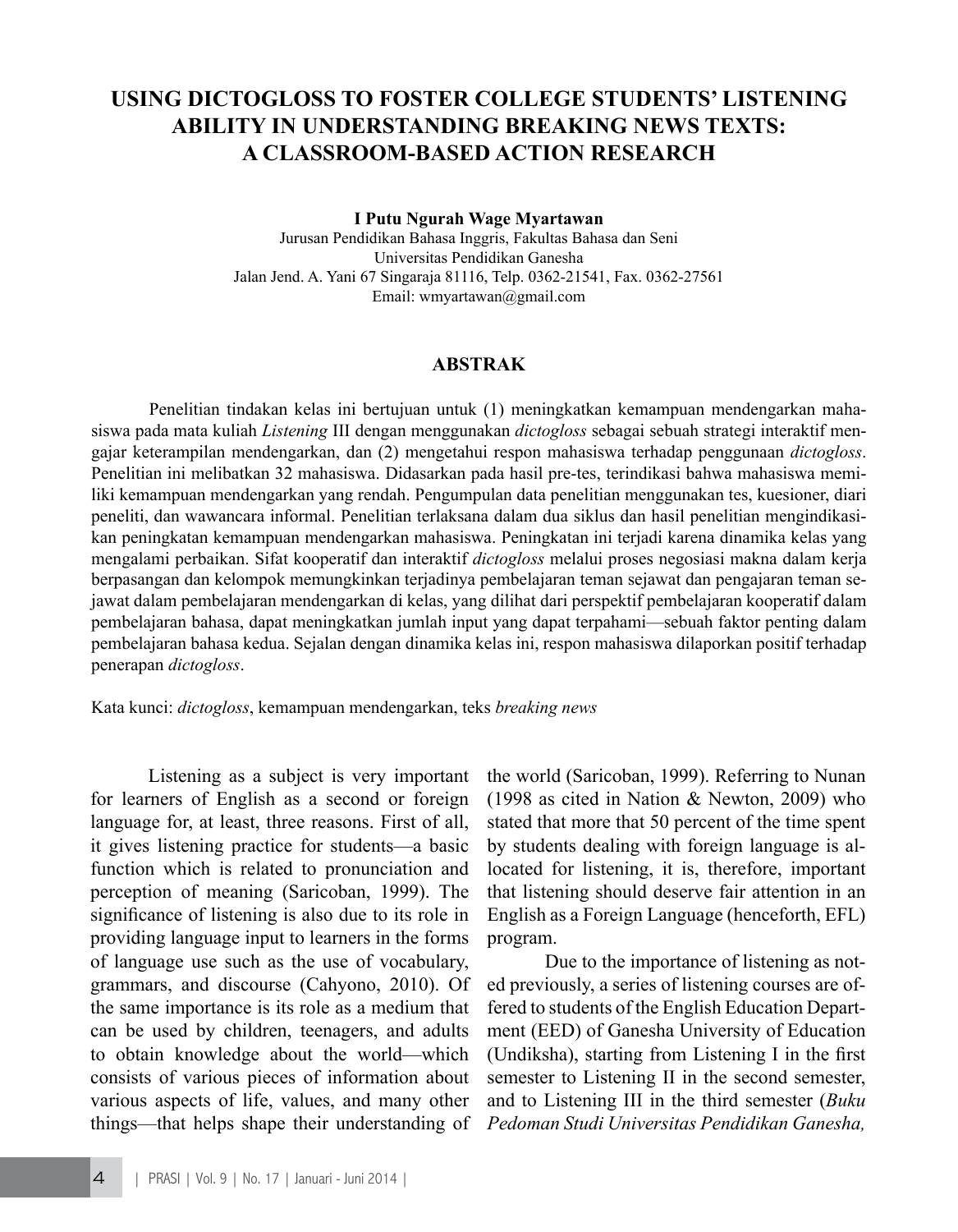# USING DICTOGLOSS TO FOSTER COLLEGE STUDENTS' LISTENING ABILITY IN UNDERSTANDING BREAKING NEWS TEXTS: A CLASSROOM-BASED ACTION RESEARCH

**I Putu Ngurah Wage Myartawan**
Jurusan Pendidikan Bahasa Inggris, Fakultas Bahasa dan Seni
Universitas Pendidikan Ganesha
Jalan Jend. A. Yani 67 Singaraja 81116, Telp. 0362-21541, Fax. 0362-27561
Email: wmyartawan@gmail.com

## ABSTRAK

Penelitian tindakan kelas ini bertujuan untuk (1) meningkatkan kemampuan mendengarkan mahasiswa pada mata kuliah *Listening* III dengan menggunakan *dictogloss* sebagai sebuah strategi interaktif mengajar keterampilan mendengarkan, dan (2) mengetahui respon mahasiswa terhadap penggunaan *dictogloss*. Penelitian ini melibatkan 32 mahasiswa. Didasarkan pada hasil pre-tes, terindikasi bahwa mahasiswa memiliki kemampuan mendengarkan yang rendah. Pengumpulan data penelitian menggunakan tes, kuesioner, diari peneliti, dan wawancara informal. Penelitian terlaksana dalam dua siklus dan hasil penelitian mengindikasikan peningkatan kemampuan mendengarkan mahasiswa. Peningkatan ini terjadi karena dinamika kelas yang mengalami perbaikan. Sifat kooperatif dan interaktif *dictogloss* melalui proses negosiasi makna dalam kerja berpasangan dan kelompok memungkinkan terjadinya pembelajaran teman sejawat dan pengajaran teman sejawat dalam pembelajaran mendengarkan di kelas, yang dilihat dari perspektif pembelajaran kooperatif dalam pembelajaran bahasa, dapat meningkatkan jumlah input yang dapat terpahami—sebuah faktor penting dalam pembelajaran bahasa kedua. Sejalan dengan dinamika kelas ini, respon mahasiswa dilaporkan positif terhadap penerapan *dictogloss*.

Kata kunci: *dictogloss*, kemampuan mendengarkan, teks *breaking news*

Listening as a subject is very important for learners of English as a second or foreign language for, at least, three reasons. First of all, it gives listening practice for students—a basic function which is related to pronunciation and perception of meaning (Saricoban, 1999). The significance of listening is also due to its role in providing language input to learners in the forms of language use such as the use of vocabulary, grammars, and discourse (Cahyono, 2010). Of the same importance is its role as a medium that can be used by children, teenagers, and adults to obtain knowledge about the world—which consists of various pieces of information about various aspects of life, values, and many other things—that helps shape their understanding of the world (Saricoban, 1999). Referring to Nunan (1998 as cited in Nation & Newton, 2009) who stated that more that 50 percent of the time spent by students dealing with foreign language is allocated for listening, it is, therefore, important that listening should deserve fair attention in an English as a Foreign Language (henceforth, EFL) program.

Due to the importance of listening as noted previously, a series of listening courses are offered to students of the English Education Department (EED) of Ganesha University of Education (Undiksha), starting from Listening I in the first semester to Listening II in the second semester, and to Listening III in the third semester (*Buku Pedoman Studi Universitas Pendidikan Ganesha,*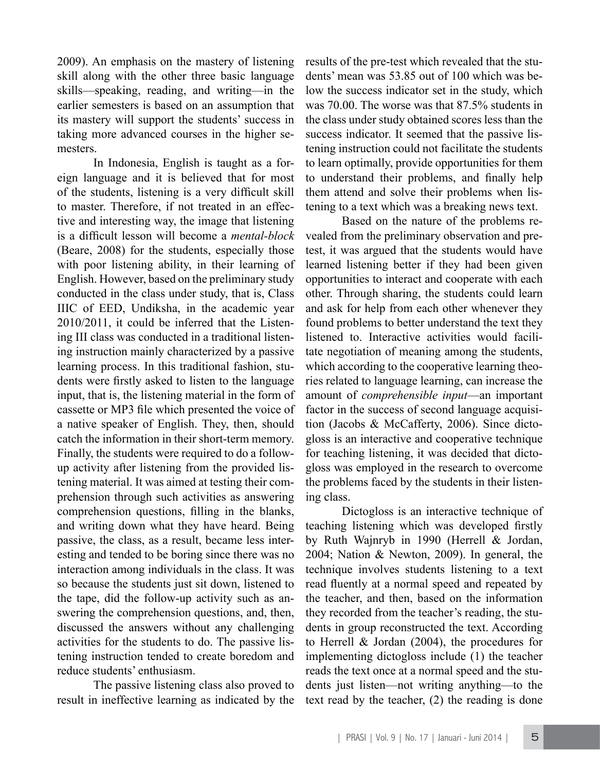2009). An emphasis on the mastery of listening skill along with the other three basic language skills—speaking, reading, and writing—in the earlier semesters is based on an assumption that its mastery will support the students' success in taking more advanced courses in the higher semesters.

In Indonesia, English is taught as a foreign language and it is believed that for most of the students, listening is a very difficult skill to master. Therefore, if not treated in an effective and interesting way, the image that listening is a difficult lesson will become a *mental-block* (Beare, 2008) for the students, especially those with poor listening ability, in their learning of English. However, based on the preliminary study conducted in the class under study, that is, Class IIIC of EED, Undiksha, in the academic year 2010/2011, it could be inferred that the Listening III class was conducted in a traditional listening instruction mainly characterized by a passive learning process. In this traditional fashion, students were firstly asked to listen to the language input, that is, the listening material in the form of cassette or MP3 file which presented the voice of a native speaker of English. They, then, should catch the information in their short-term memory. Finally, the students were required to do a follow-up activity after listening from the provided listening material. It was aimed at testing their comprehension through such activities as answering comprehension questions, filling in the blanks, and writing down what they have heard. Being passive, the class, as a result, became less interesting and tended to be boring since there was no interaction among individuals in the class. It was so because the students just sit down, listened to the tape, did the follow-up activity such as answering the comprehension questions, and, then, discussed the answers without any challenging activities for the students to do. The passive listening instruction tended to create boredom and reduce students' enthusiasm.

The passive listening class also proved to result in ineffective learning as indicated by the results of the pre-test which revealed that the students' mean was 53.85 out of 100 which was below the success indicator set in the study, which was 70.00. The worse was that 87.5% students in the class under study obtained scores less than the success indicator. It seemed that the passive listening instruction could not facilitate the students to learn optimally, provide opportunities for them to understand their problems, and finally help them attend and solve their problems when listening to a text which was a breaking news text.

Based on the nature of the problems revealed from the preliminary observation and pre-test, it was argued that the students would have learned listening better if they had been given opportunities to interact and cooperate with each other. Through sharing, the students could learn and ask for help from each other whenever they found problems to better understand the text they listened to. Interactive activities would facilitate negotiation of meaning among the students, which according to the cooperative learning theories related to language learning, can increase the amount of *comprehensible input*—an important factor in the success of second language acquisition (Jacobs & McCafferty, 2006). Since dictogloss is an interactive and cooperative technique for teaching listening, it was decided that dictogloss was employed in the research to overcome the problems faced by the students in their listening class.

Dictogloss is an interactive technique of teaching listening which was developed firstly by Ruth Wajnryb in 1990 (Herrell & Jordan, 2004; Nation & Newton, 2009). In general, the technique involves students listening to a text read fluently at a normal speed and repeated by the teacher, and then, based on the information they recorded from the teacher's reading, the students in group reconstructed the text. According to Herrell & Jordan (2004), the procedures for implementing dictogloss include (1) the teacher reads the text once at a normal speed and the students just listen—not writing anything—to the text read by the teacher, (2) the reading is done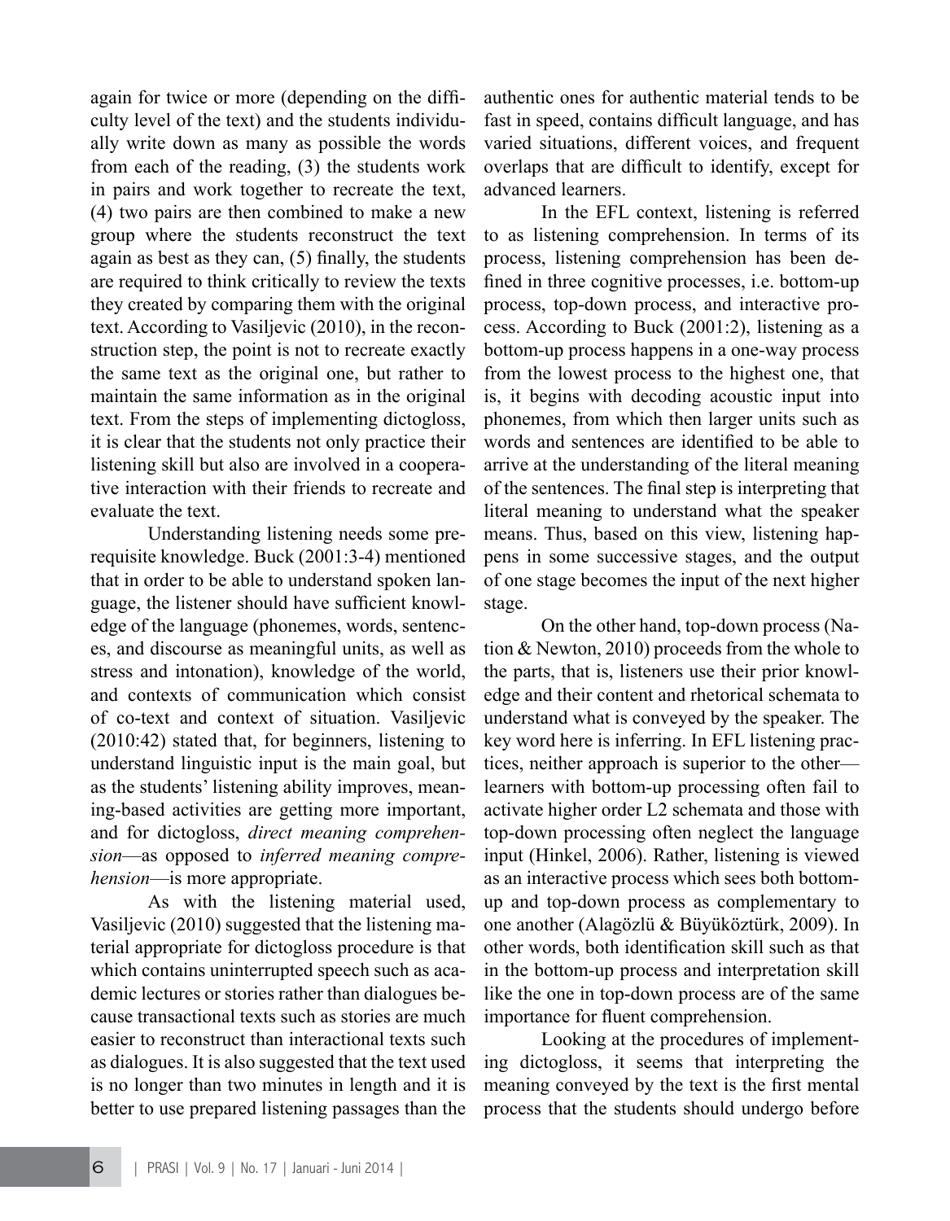again for twice or more (depending on the difficulty level of the text) and the students individually write down as many as possible the words from each of the reading, (3) the students work in pairs and work together to recreate the text, (4) two pairs are then combined to make a new group where the students reconstruct the text again as best as they can, (5) finally, the students are required to think critically to review the texts they created by comparing them with the original text. According to Vasiljevic (2010), in the reconstruction step, the point is not to recreate exactly the same text as the original one, but rather to maintain the same information as in the original text. From the steps of implementing dictogloss, it is clear that the students not only practice their listening skill but also are involved in a cooperative interaction with their friends to recreate and evaluate the text.

Understanding listening needs some prerequisite knowledge. Buck (2001:3-4) mentioned that in order to be able to understand spoken language, the listener should have sufficient knowledge of the language (phonemes, words, sentences, and discourse as meaningful units, as well as stress and intonation), knowledge of the world, and contexts of communication which consist of co-text and context of situation. Vasiljevic (2010:42) stated that, for beginners, listening to understand linguistic input is the main goal, but as the students' listening ability improves, meaning-based activities are getting more important, and for dictogloss, *direct meaning comprehension*—as opposed to *inferred meaning comprehension*—is more appropriate.

As with the listening material used, Vasiljevic (2010) suggested that the listening material appropriate for dictogloss procedure is that which contains uninterrupted speech such as academic lectures or stories rather than dialogues because transactional texts such as stories are much easier to reconstruct than interactional texts such as dialogues. It is also suggested that the text used is no longer than two minutes in length and it is better to use prepared listening passages than the authentic ones for authentic material tends to be fast in speed, contains difficult language, and has varied situations, different voices, and frequent overlaps that are difficult to identify, except for advanced learners.

In the EFL context, listening is referred to as listening comprehension. In terms of its process, listening comprehension has been defined in three cognitive processes, i.e. bottom-up process, top-down process, and interactive process. According to Buck (2001:2), listening as a bottom-up process happens in a one-way process from the lowest process to the highest one, that is, it begins with decoding acoustic input into phonemes, from which then larger units such as words and sentences are identified to be able to arrive at the understanding of the literal meaning of the sentences. The final step is interpreting that literal meaning to understand what the speaker means. Thus, based on this view, listening happens in some successive stages, and the output of one stage becomes the input of the next higher stage.

On the other hand, top-down process (Nation & Newton, 2010) proceeds from the whole to the parts, that is, listeners use their prior knowledge and their content and rhetorical schemata to understand what is conveyed by the speaker. The key word here is inferring. In EFL listening practices, neither approach is superior to the other—learners with bottom-up processing often fail to activate higher order L2 schemata and those with top-down processing often neglect the language input (Hinkel, 2006). Rather, listening is viewed as an interactive process which sees both bottom-up and top-down process as complementary to one another (Alagözlü & Büyüköztürk, 2009). In other words, both identification skill such as that in the bottom-up process and interpretation skill like the one in top-down process are of the same importance for fluent comprehension.

Looking at the procedures of implementing dictogloss, it seems that interpreting the meaning conveyed by the text is the first mental process that the students should undergo before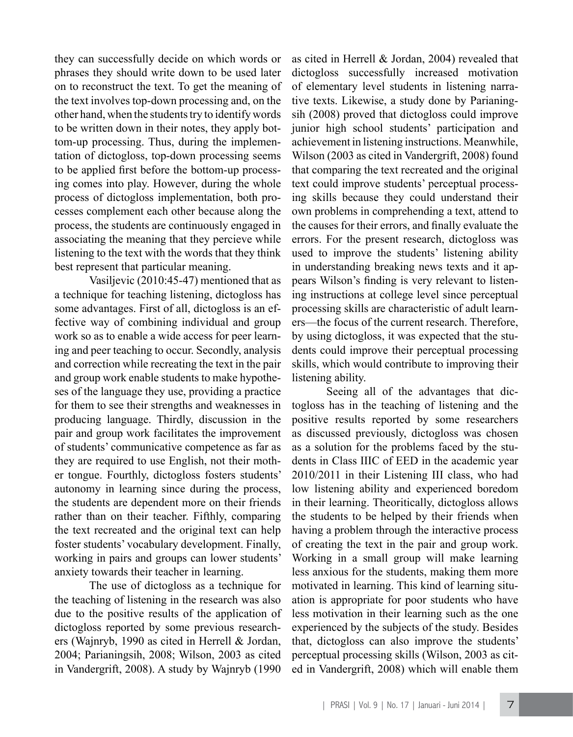they can successfully decide on which words or phrases they should write down to be used later on to reconstruct the text. To get the meaning of the text involves top-down processing and, on the other hand, when the students try to identify words to be written down in their notes, they apply bottom-up processing. Thus, during the implementation of dictogloss, top-down processing seems to be applied first before the bottom-up processing comes into play. However, during the whole process of dictogloss implementation, both processes complement each other because along the process, the students are continuously engaged in associating the meaning that they percieve while listening to the text with the words that they think best represent that particular meaning.

Vasiljevic (2010:45-47) mentioned that as a technique for teaching listening, dictogloss has some advantages. First of all, dictogloss is an effective way of combining individual and group work so as to enable a wide access for peer learning and peer teaching to occur. Secondly, analysis and correction while recreating the text in the pair and group work enable students to make hypotheses of the language they use, providing a practice for them to see their strengths and weaknesses in producing language. Thirdly, discussion in the pair and group work facilitates the improvement of students' communicative competence as far as they are required to use English, not their mother tongue. Fourthly, dictogloss fosters students' autonomy in learning since during the process, the students are dependent more on their friends rather than on their teacher. Fifthly, comparing the text recreated and the original text can help foster students' vocabulary development. Finally, working in pairs and groups can lower students' anxiety towards their teacher in learning.

The use of dictogloss as a technique for the teaching of listening in the research was also due to the positive results of the application of dictogloss reported by some previous researchers (Wajnryb, 1990 as cited in Herrell & Jordan, 2004; Parianingsih, 2008; Wilson, 2003 as cited in Vandergrift, 2008). A study by Wajnryb (1990 as cited in Herrell & Jordan, 2004) revealed that dictogloss successfully increased motivation of elementary level students in listening narrative texts. Likewise, a study done by Parianingsih (2008) proved that dictogloss could improve junior high school students' participation and achievement in listening instructions. Meanwhile, Wilson (2003 as cited in Vandergrift, 2008) found that comparing the text recreated and the original text could improve students' perceptual processing skills because they could understand their own problems in comprehending a text, attend to the causes for their errors, and finally evaluate the errors. For the present research, dictogloss was used to improve the students' listening ability in understanding breaking news texts and it appears Wilson's finding is very relevant to listening instructions at college level since perceptual processing skills are characteristic of adult learners—the focus of the current research. Therefore, by using dictogloss, it was expected that the students could improve their perceptual processing skills, which would contribute to improving their listening ability.

Seeing all of the advantages that dictogloss has in the teaching of listening and the positive results reported by some researchers as discussed previously, dictogloss was chosen as a solution for the problems faced by the students in Class IIIC of EED in the academic year 2010/2011 in their Listening III class, who had low listening ability and experienced boredom in their learning. Theoritically, dictogloss allows the students to be helped by their friends when having a problem through the interactive process of creating the text in the pair and group work. Working in a small group will make learning less anxious for the students, making them more motivated in learning. This kind of learning situation is appropriate for poor students who have less motivation in their learning such as the one experienced by the subjects of the study. Besides that, dictogloss can also improve the students' perceptual processing skills (Wilson, 2003 as cited in Vandergrift, 2008) which will enable them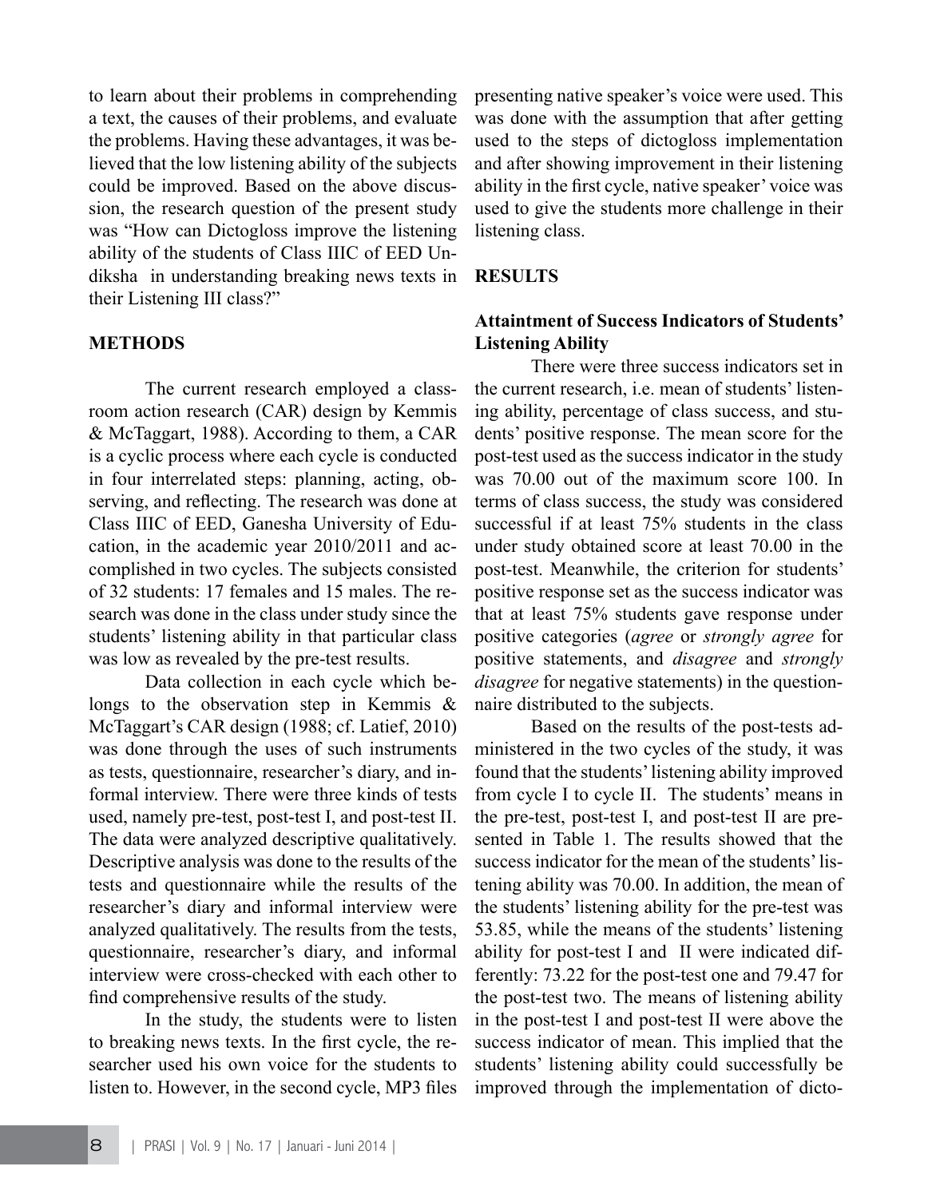to learn about their problems in comprehending a text, the causes of their problems, and evaluate the problems. Having these advantages, it was believed that the low listening ability of the subjects could be improved. Based on the above discussion, the research question of the present study was "How can Dictogloss improve the listening ability of the students of Class IIIC of EED Undiksha in understanding breaking news texts in their Listening III class?"

## METHODS

The current research employed a classroom action research (CAR) design by Kemmis & McTaggart, 1988). According to them, a CAR is a cyclic process where each cycle is conducted in four interrelated steps: planning, acting, observing, and reflecting. The research was done at Class IIIC of EED, Ganesha University of Education, in the academic year 2010/2011 and accomplished in two cycles. The subjects consisted of 32 students: 17 females and 15 males. The research was done in the class under study since the students' listening ability in that particular class was low as revealed by the pre-test results.

Data collection in each cycle which belongs to the observation step in Kemmis & McTaggart's CAR design (1988; cf. Latief, 2010) was done through the uses of such instruments as tests, questionnaire, researcher's diary, and informal interview. There were three kinds of tests used, namely pre-test, post-test I, and post-test II. The data were analyzed descriptive qualitatively. Descriptive analysis was done to the results of the tests and questionnaire while the results of the researcher's diary and informal interview were analyzed qualitatively. The results from the tests, questionnaire, researcher's diary, and informal interview were cross-checked with each other to find comprehensive results of the study.

In the study, the students were to listen to breaking news texts. In the first cycle, the researcher used his own voice for the students to listen to. However, in the second cycle, MP3 files presenting native speaker's voice were used. This was done with the assumption that after getting used to the steps of dictogloss implementation and after showing improvement in their listening ability in the first cycle, native speaker' voice was used to give the students more challenge in their listening class.

## RESULTS

### Attaintment of Success Indicators of Students' Listening Ability

There were three success indicators set in the current research, i.e. mean of students' listening ability, percentage of class success, and students' positive response. The mean score for the post-test used as the success indicator in the study was 70.00 out of the maximum score 100. In terms of class success, the study was considered successful if at least 75% students in the class under study obtained score at least 70.00 in the post-test. Meanwhile, the criterion for students' positive response set as the success indicator was that at least 75% students gave response under positive categories (*agree* or *strongly agree* for positive statements, and *disagree* and *strongly disagree* for negative statements) in the questionnaire distributed to the subjects.

Based on the results of the post-tests administered in the two cycles of the study, it was found that the students' listening ability improved from cycle I to cycle II. The students' means in the pre-test, post-test I, and post-test II are presented in Table 1. The results showed that the success indicator for the mean of the students' listening ability was 70.00. In addition, the mean of the students' listening ability for the pre-test was 53.85, while the means of the students' listening ability for post-test I and II were indicated differently: 73.22 for the post-test one and 79.47 for the post-test two. The means of listening ability in the post-test I and post-test II were above the success indicator of mean. This implied that the students' listening ability could successfully be improved through the implementation of dicto-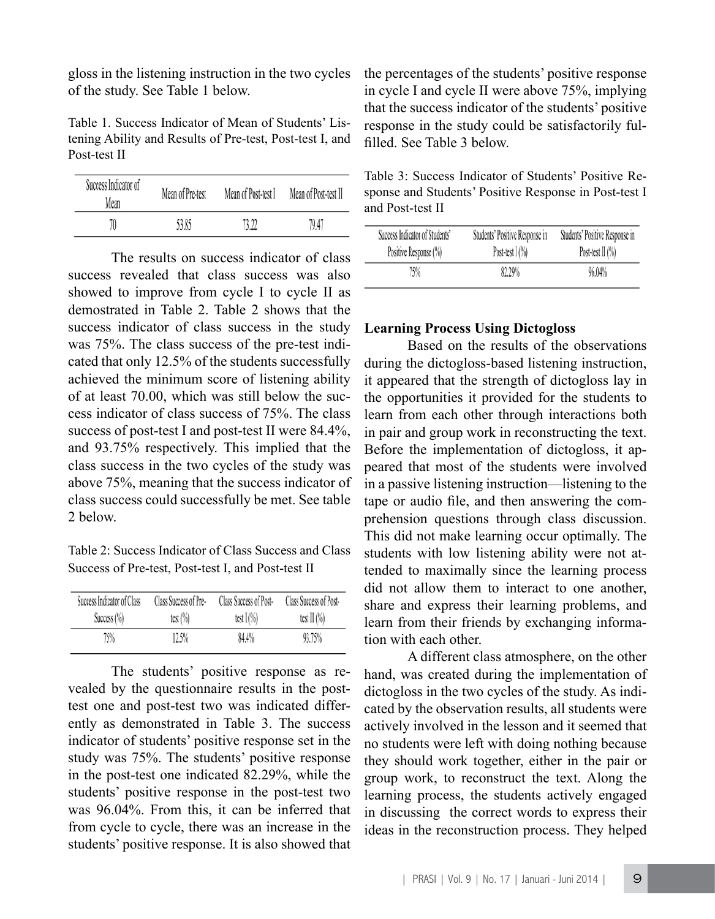gloss in the listening instruction in the two cycles of the study. See Table 1 below.

Table 1. Success Indicator of Mean of Students' Listening Ability and Results of Pre-test, Post-test I, and Post-test II

| Success Indicator of Mean | Mean of Pre-test | Mean of Post-test I | Mean of Post-test II |
|---|---|---|---|
| 70 | 53.85 | 73.22 | 79.47 |

The results on success indicator of class success revealed that class success was also showed to improve from cycle I to cycle II as demostrated in Table 2. Table 2 shows that the success indicator of class success in the study was 75%. The class success of the pre-test indicated that only 12.5% of the students successfully achieved the minimum score of listening ability of at least 70.00, which was still below the success indicator of class success of 75%. The class success of post-test I and post-test II were 84.4%, and 93.75% respectively. This implied that the class success in the two cycles of the study was above 75%, meaning that the success indicator of class success could successfully be met. See table 2 below.

Table 2: Success Indicator of Class Success and Class Success of Pre-test, Post-test I, and Post-test II

| Success Indicator of Class Success (%) | Class Success of Pre-test (%) | Class Success of Post-test I (%) | Class Success of Post-test II (%) |
|---|---|---|---|
| 75% | 12.5% | 84.4% | 93.75% |

The students' positive response as revealed by the questionnaire results in the post-test one and post-test two was indicated differently as demonstrated in Table 3. The success indicator of students' positive response set in the study was 75%. The students' positive response in the post-test one indicated 82.29%, while the students' positive response in the post-test two was 96.04%. From this, it can be inferred that from cycle to cycle, there was an increase in the students' positive response. It is also showed that the percentages of the students' positive response in cycle I and cycle II were above 75%, implying that the success indicator of the students' positive response in the study could be satisfactorily fulfilled. See Table 3 below.

Table 3: Success Indicator of Students' Positive Response and Students' Positive Response in Post-test I and Post-test II

| Success Indicator of Students' Positive Response (%) | Students' Positive Response in Post-test I (%) | Students' Positive Response in Post-test II (%) |
|---|---|---|
| 75% | 82.29% | 96.04% |

**Learning Process Using Dictogloss**

Based on the results of the observations during the dictogloss-based listening instruction, it appeared that the strength of dictogloss lay in the opportunities it provided for the students to learn from each other through interactions both in pair and group work in reconstructing the text. Before the implementation of dictogloss, it appeared that most of the students were involved in a passive listening instruction—listening to the tape or audio file, and then answering the comprehension questions through class discussion. This did not make learning occur optimally. The students with low listening ability were not attended to maximally since the learning process did not allow them to interact to one another, share and express their learning problems, and learn from their friends by exchanging information with each other.

A different class atmosphere, on the other hand, was created during the implementation of dictogloss in the two cycles of the study. As indicated by the observation results, all students were actively involved in the lesson and it seemed that no students were left with doing nothing because they should work together, either in the pair or group work, to reconstruct the text. Along the learning process, the students actively engaged in discussing the correct words to express their ideas in the reconstruction process. They helped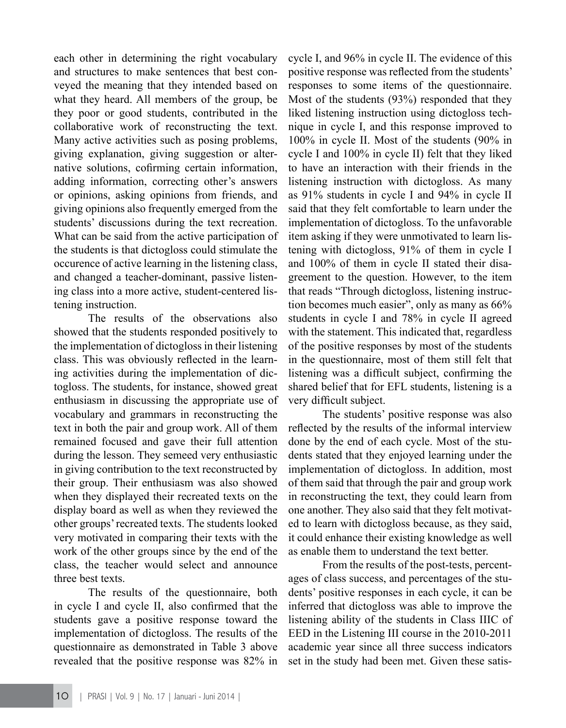each other in determining the right vocabulary and structures to make sentences that best conveyed the meaning that they intended based on what they heard. All members of the group, be they poor or good students, contributed in the collaborative work of reconstructing the text. Many active activities such as posing problems, giving explanation, giving suggestion or alternative solutions, cofirming certain information, adding information, correcting other's answers or opinions, asking opinions from friends, and giving opinions also frequently emerged from the students' discussions during the text recreation. What can be said from the active participation of the students is that dictogloss could stimulate the occurence of active learning in the listening class, and changed a teacher-dominant, passive listening class into a more active, student-centered listening instruction.

The results of the observations also showed that the students responded positively to the implementation of dictogloss in their listening class. This was obviously reflected in the learning activities during the implementation of dictogloss. The students, for instance, showed great enthusiasm in discussing the appropriate use of vocabulary and grammars in reconstructing the text in both the pair and group work. All of them remained focused and gave their full attention during the lesson. They semeed very enthusiastic in giving contribution to the text reconstructed by their group. Their enthusiasm was also showed when they displayed their recreated texts on the display board as well as when they reviewed the other groups' recreated texts. The students looked very motivated in comparing their texts with the work of the other groups since by the end of the class, the teacher would select and announce three best texts.

The results of the questionnaire, both in cycle I and cycle II, also confirmed that the students gave a positive response toward the implementation of dictogloss. The results of the questionnaire as demonstrated in Table 3 above revealed that the positive response was 82% in cycle I, and 96% in cycle II. The evidence of this positive response was reflected from the students' responses to some items of the questionnaire. Most of the students (93%) responded that they liked listening instruction using dictogloss technique in cycle I, and this response improved to 100% in cycle II. Most of the students (90% in cycle I and 100% in cycle II) felt that they liked to have an interaction with their friends in the listening instruction with dictogloss. As many as 91% students in cycle I and 94% in cycle II said that they felt comfortable to learn under the implementation of dictogloss. To the unfavorable item asking if they were unmotivated to learn listening with dictogloss, 91% of them in cycle I and 100% of them in cycle II stated their disagreement to the question. However, to the item that reads "Through dictogloss, listening instruction becomes much easier", only as many as 66% students in cycle I and 78% in cycle II agreed with the statement. This indicated that, regardless of the positive responses by most of the students in the questionnaire, most of them still felt that listening was a difficult subject, confirming the shared belief that for EFL students, listening is a very difficult subject.

The students' positive response was also reflected by the results of the informal interview done by the end of each cycle. Most of the students stated that they enjoyed learning under the implementation of dictogloss. In addition, most of them said that through the pair and group work in reconstructing the text, they could learn from one another. They also said that they felt motivated to learn with dictogloss because, as they said, it could enhance their existing knowledge as well as enable them to understand the text better.

From the results of the post-tests, percentages of class success, and percentages of the students' positive responses in each cycle, it can be inferred that dictogloss was able to improve the listening ability of the students in Class IIIC of EED in the Listening III course in the 2010-2011 academic year since all three success indicators set in the study had been met. Given these satis-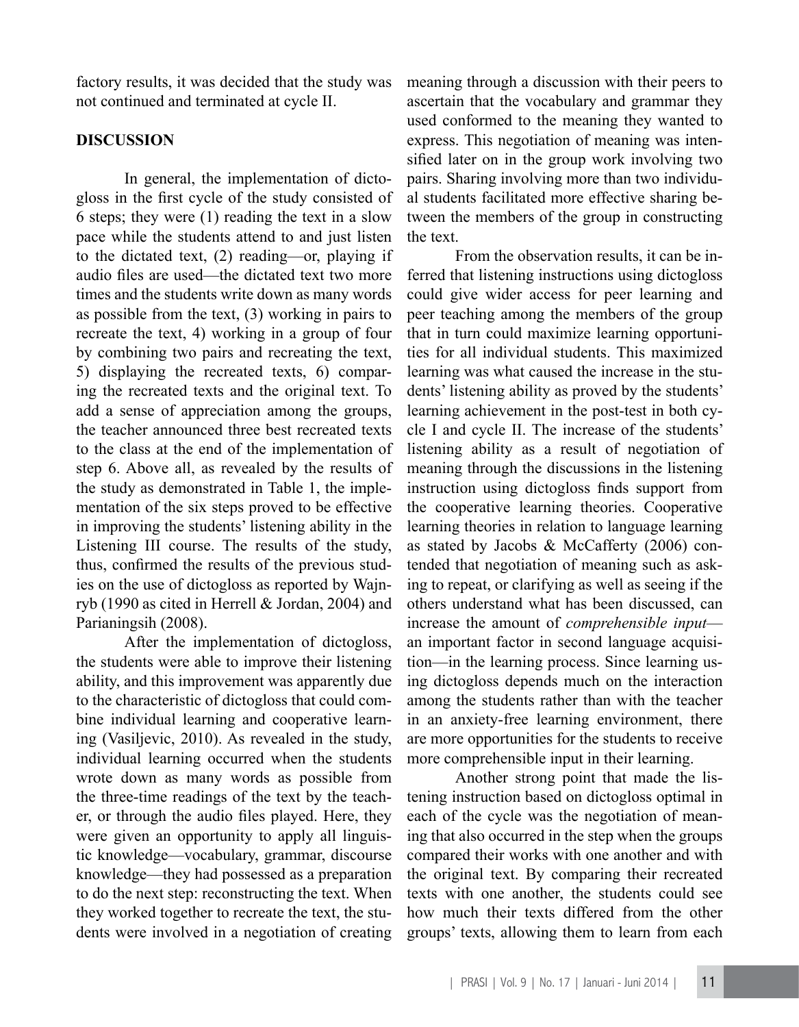factory results, it was decided that the study was not continued and terminated at cycle II.

## DISCUSSION

In general, the implementation of dictogloss in the first cycle of the study consisted of 6 steps; they were (1) reading the text in a slow pace while the students attend to and just listen to the dictated text, (2) reading—or, playing if audio files are used—the dictated text two more times and the students write down as many words as possible from the text, (3) working in pairs to recreate the text, 4) working in a group of four by combining two pairs and recreating the text, 5) displaying the recreated texts, 6) comparing the recreated texts and the original text. To add a sense of appreciation among the groups, the teacher announced three best recreated texts to the class at the end of the implementation of step 6. Above all, as revealed by the results of the study as demonstrated in Table 1, the implementation of the six steps proved to be effective in improving the students' listening ability in the Listening III course. The results of the study, thus, confirmed the results of the previous studies on the use of dictogloss as reported by Wajnryb (1990 as cited in Herrell & Jordan, 2004) and Parianingsih (2008).

After the implementation of dictogloss, the students were able to improve their listening ability, and this improvement was apparently due to the characteristic of dictogloss that could combine individual learning and cooperative learning (Vasiljevic, 2010). As revealed in the study, individual learning occurred when the students wrote down as many words as possible from the three-time readings of the text by the teacher, or through the audio files played. Here, they were given an opportunity to apply all linguistic knowledge—vocabulary, grammar, discourse knowledge—they had possessed as a preparation to do the next step: reconstructing the text. When they worked together to recreate the text, the students were involved in a negotiation of creating meaning through a discussion with their peers to ascertain that the vocabulary and grammar they used conformed to the meaning they wanted to express. This negotiation of meaning was intensified later on in the group work involving two pairs. Sharing involving more than two individual students facilitated more effective sharing between the members of the group in constructing the text.

From the observation results, it can be inferred that listening instructions using dictogloss could give wider access for peer learning and peer teaching among the members of the group that in turn could maximize learning opportunities for all individual students. This maximized learning was what caused the increase in the students' listening ability as proved by the students' learning achievement in the post-test in both cycle I and cycle II. The increase of the students' listening ability as a result of negotiation of meaning through the discussions in the listening instruction using dictogloss finds support from the cooperative learning theories. Cooperative learning theories in relation to language learning as stated by Jacobs & McCafferty (2006) contended that negotiation of meaning such as asking to repeat, or clarifying as well as seeing if the others understand what has been discussed, can increase the amount of *comprehensible input*—an important factor in second language acquisition—in the learning process. Since learning using dictogloss depends much on the interaction among the students rather than with the teacher in an anxiety-free learning environment, there are more opportunities for the students to receive more comprehensible input in their learning.

Another strong point that made the listening instruction based on dictogloss optimal in each of the cycle was the negotiation of meaning that also occurred in the step when the groups compared their works with one another and with the original text. By comparing their recreated texts with one another, the students could see how much their texts differed from the other groups' texts, allowing them to learn from each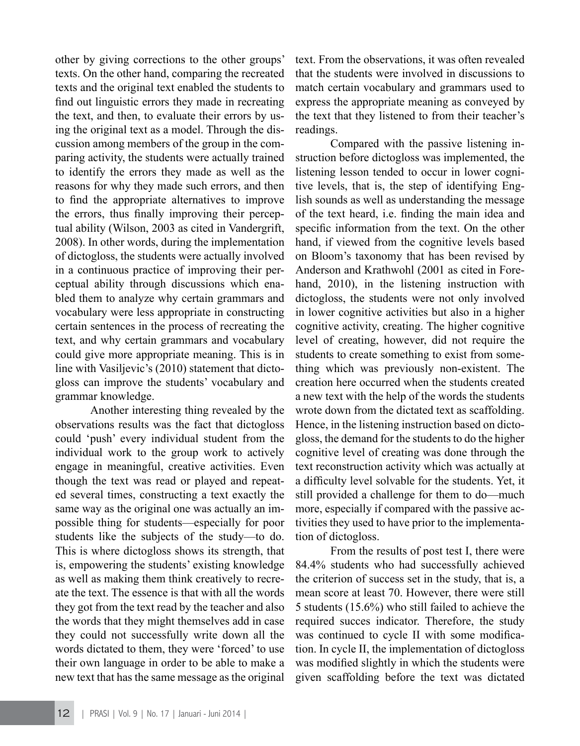other by giving corrections to the other groups' texts. On the other hand, comparing the recreated texts and the original text enabled the students to find out linguistic errors they made in recreating the text, and then, to evaluate their errors by using the original text as a model. Through the discussion among members of the group in the comparing activity, the students were actually trained to identify the errors they made as well as the reasons for why they made such errors, and then to find the appropriate alternatives to improve the errors, thus finally improving their perceptual ability (Wilson, 2003 as cited in Vandergrift, 2008). In other words, during the implementation of dictogloss, the students were actually involved in a continuous practice of improving their perceptual ability through discussions which enabled them to analyze why certain grammars and vocabulary were less appropriate in constructing certain sentences in the process of recreating the text, and why certain grammars and vocabulary could give more appropriate meaning. This is in line with Vasiljevic's (2010) statement that dictogloss can improve the students' vocabulary and grammar knowledge.

Another interesting thing revealed by the observations results was the fact that dictogloss could 'push' every individual student from the individual work to the group work to actively engage in meaningful, creative activities. Even though the text was read or played and repeated several times, constructing a text exactly the same way as the original one was actually an impossible thing for students—especially for poor students like the subjects of the study—to do. This is where dictogloss shows its strength, that is, empowering the students' existing knowledge as well as making them think creatively to recreate the text. The essence is that with all the words they got from the text read by the teacher and also the words that they might themselves add in case they could not successfully write down all the words dictated to them, they were 'forced' to use their own language in order to be able to make a new text that has the same message as the original text. From the observations, it was often revealed that the students were involved in discussions to match certain vocabulary and grammars used to express the appropriate meaning as conveyed by the text that they listened to from their teacher's readings.

Compared with the passive listening instruction before dictogloss was implemented, the listening lesson tended to occur in lower cognitive levels, that is, the step of identifying English sounds as well as understanding the message of the text heard, i.e. finding the main idea and specific information from the text. On the other hand, if viewed from the cognitive levels based on Bloom's taxonomy that has been revised by Anderson and Krathwohl (2001 as cited in Forehand, 2010), in the listening instruction with dictogloss, the students were not only involved in lower cognitive activities but also in a higher cognitive activity, creating. The higher cognitive level of creating, however, did not require the students to create something to exist from something which was previously non-existent. The creation here occurred when the students created a new text with the help of the words the students wrote down from the dictated text as scaffolding. Hence, in the listening instruction based on dictogloss, the demand for the students to do the higher cognitive level of creating was done through the text reconstruction activity which was actually at a difficulty level solvable for the students. Yet, it still provided a challenge for them to do—much more, especially if compared with the passive activities they used to have prior to the implementation of dictogloss.

From the results of post test I, there were 84.4% students who had successfully achieved the criterion of success set in the study, that is, a mean score at least 70. However, there were still 5 students (15.6%) who still failed to achieve the required succes indicator. Therefore, the study was continued to cycle II with some modification. In cycle II, the implementation of dictogloss was modified slightly in which the students were given scaffolding before the text was dictated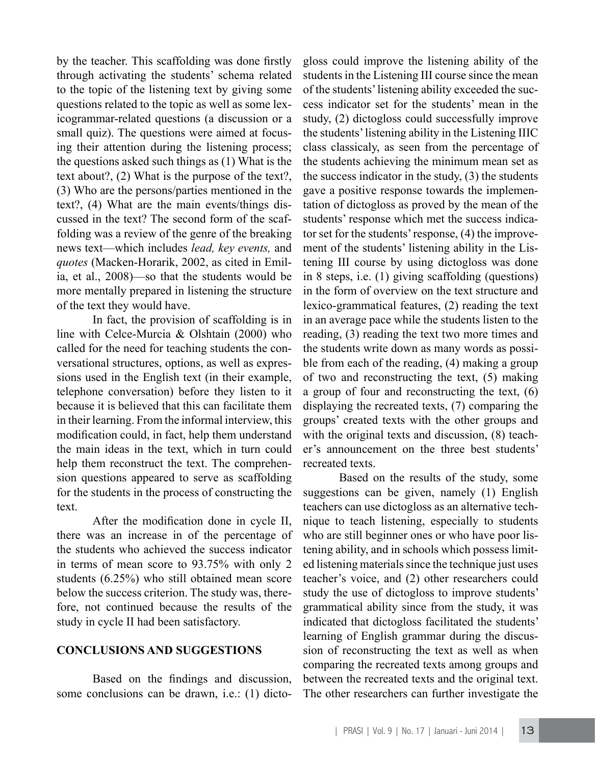by the teacher. This scaffolding was done firstly through activating the students' schema related to the topic of the listening text by giving some questions related to the topic as well as some lexicogrammar-related questions (a discussion or a small quiz). The questions were aimed at focusing their attention during the listening process; the questions asked such things as (1) What is the text about?, (2) What is the purpose of the text?, (3) Who are the persons/parties mentioned in the text?, (4) What are the main events/things discussed in the text? The second form of the scaffolding was a review of the genre of the breaking news text—which includes *lead, key events,* and *quotes* (Macken-Horarik, 2002, as cited in Emilia, et al., 2008)—so that the students would be more mentally prepared in listening the structure of the text they would have.

In fact, the provision of scaffolding is in line with Celce-Murcia & Olshtain (2000) who called for the need for teaching students the conversational structures, options, as well as expressions used in the English text (in their example, telephone conversation) before they listen to it because it is believed that this can facilitate them in their learning. From the informal interview, this modification could, in fact, help them understand the main ideas in the text, which in turn could help them reconstruct the text. The comprehension questions appeared to serve as scaffolding for the students in the process of constructing the text.

After the modification done in cycle II, there was an increase in of the percentage of the students who achieved the success indicator in terms of mean score to 93.75% with only 2 students (6.25%) who still obtained mean score below the success criterion. The study was, therefore, not continued because the results of the study in cycle II had been satisfactory.

## CONCLUSIONS AND SUGGESTIONS

Based on the findings and discussion, some conclusions can be drawn, i.e.: (1) dictogloss could improve the listening ability of the students in the Listening III course since the mean of the students' listening ability exceeded the success indicator set for the students' mean in the study, (2) dictogloss could successfully improve the students' listening ability in the Listening IIIC class classicaly, as seen from the percentage of the students achieving the minimum mean set as the success indicator in the study, (3) the students gave a positive response towards the implementation of dictogloss as proved by the mean of the students' response which met the success indicator set for the students' response, (4) the improvement of the students' listening ability in the Listening III course by using dictogloss was done in 8 steps, i.e. (1) giving scaffolding (questions) in the form of overview on the text structure and lexico-grammatical features, (2) reading the text in an average pace while the students listen to the reading, (3) reading the text two more times and the students write down as many words as possible from each of the reading, (4) making a group of two and reconstructing the text, (5) making a group of four and reconstructing the text, (6) displaying the recreated texts, (7) comparing the groups' created texts with the other groups and with the original texts and discussion, (8) teacher's announcement on the three best students' recreated texts.

Based on the results of the study, some suggestions can be given, namely (1) English teachers can use dictogloss as an alternative technique to teach listening, especially to students who are still beginner ones or who have poor listening ability, and in schools which possess limited listening materials since the technique just uses teacher's voice, and (2) other researchers could study the use of dictogloss to improve students' grammatical ability since from the study, it was indicated that dictogloss facilitated the students' learning of English grammar during the discussion of reconstructing the text as well as when comparing the recreated texts among groups and between the recreated texts and the original text. The other researchers can further investigate the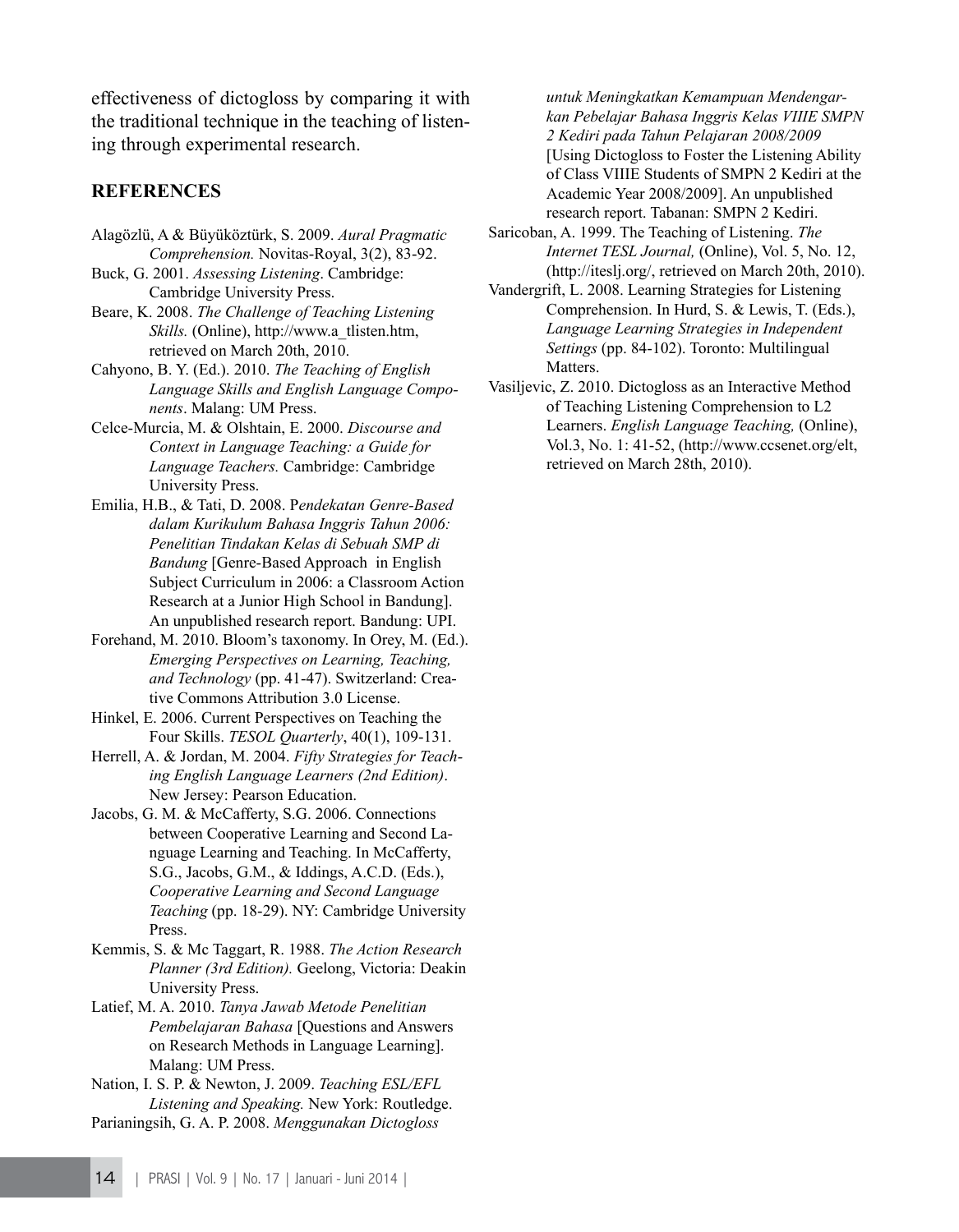effectiveness of dictogloss by comparing it with the traditional technique in the teaching of listening through experimental research.

## REFERENCES

Alagözlü, A & Büyüköztürk, S. 2009. *Aural Pragmatic Comprehension.* Novitas-Royal, 3(2), 83-92.

Buck, G. 2001. *Assessing Listening*. Cambridge: Cambridge University Press.

Beare, K. 2008. *The Challenge of Teaching Listening Skills.* (Online), http://www.a_tlisten.htm, retrieved on March 20th, 2010.

Cahyono, B. Y. (Ed.). 2010. *The Teaching of English Language Skills and English Language Components*. Malang: UM Press.

Celce-Murcia, M. & Olshtain, E. 2000. *Discourse and Context in Language Teaching: a Guide for Language Teachers.* Cambridge: Cambridge University Press.

Emilia, H.B., & Tati, D. 2008. P*endekatan Genre-Based dalam Kurikulum Bahasa Inggris Tahun 2006: Penelitian Tindakan Kelas di Sebuah SMP di Bandung* [Genre-Based Approach in English Subject Curriculum in 2006: a Classroom Action Research at a Junior High School in Bandung]. An unpublished research report. Bandung: UPI.

Forehand, M. 2010. Bloom's taxonomy. In Orey, M. (Ed.). *Emerging Perspectives on Learning, Teaching, and Technology* (pp. 41-47). Switzerland: Creative Commons Attribution 3.0 License.

Hinkel, E. 2006. Current Perspectives on Teaching the Four Skills. *TESOL Quarterly*, 40(1), 109-131.

Herrell, A. & Jordan, M. 2004. *Fifty Strategies for Teaching English Language Learners (2nd Edition)*. New Jersey: Pearson Education.

Jacobs, G. M. & McCafferty, S.G. 2006. Connections between Cooperative Learning and Second Language Learning and Teaching. In McCafferty, S.G., Jacobs, G.M., & Iddings, A.C.D. (Eds.), *Cooperative Learning and Second Language Teaching* (pp. 18-29). NY: Cambridge University Press.

Kemmis, S. & Mc Taggart, R. 1988. *The Action Research Planner (3rd Edition).* Geelong, Victoria: Deakin University Press.

Latief, M. A. 2010. *Tanya Jawab Metode Penelitian Pembelajaran Bahasa* [Questions and Answers on Research Methods in Language Learning]. Malang: UM Press.

Nation, I. S. P. & Newton, J. 2009. *Teaching ESL/EFL Listening and Speaking.* New York: Routledge.

Parianingsih, G. A. P. 2008. *Menggunakan Dictogloss untuk Meningkatkan Kemampuan Mendengarkan Pebelajar Bahasa Inggris Kelas VIIIE SMPN 2 Kediri pada Tahun Pelajaran 2008/2009* [Using Dictogloss to Foster the Listening Ability of Class VIIIE Students of SMPN 2 Kediri at the Academic Year 2008/2009]. An unpublished research report. Tabanan: SMPN 2 Kediri.

Saricoban, A. 1999. The Teaching of Listening. *The Internet TESL Journal,* (Online), Vol. 5, No. 12, (http://iteslj.org/, retrieved on March 20th, 2010).

Vandergrift, L. 2008. Learning Strategies for Listening Comprehension. In Hurd, S. & Lewis, T. (Eds.), *Language Learning Strategies in Independent Settings* (pp. 84-102). Toronto: Multilingual Matters.

Vasiljevic, Z. 2010. Dictogloss as an Interactive Method of Teaching Listening Comprehension to L2 Learners. *English Language Teaching,* (Online), Vol.3, No. 1: 41-52, (http://www.ccsenet.org/elt, retrieved on March 28th, 2010).